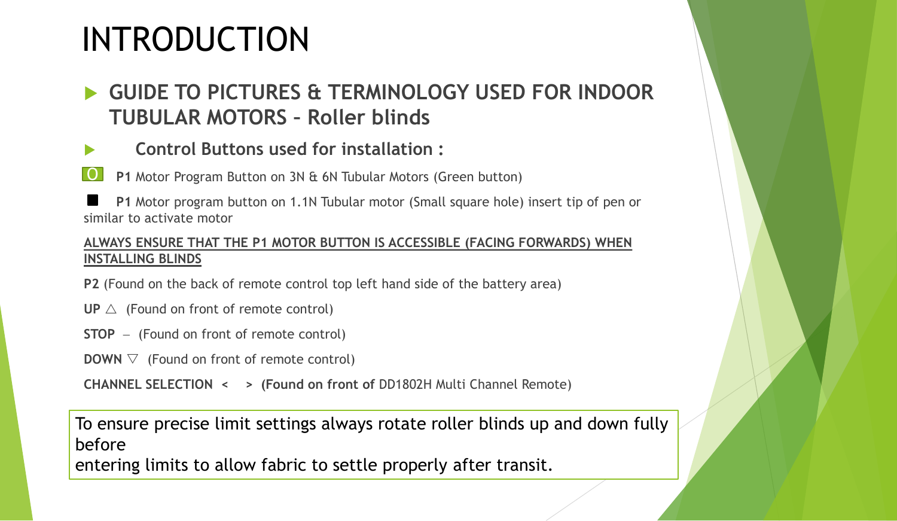# INTRODUCTION

## GUIDE TO PICTURES & TERMINOLOGY USED FOR INDOOR TUBULAR MOTORS – Roller blinds

### Control Buttons used for installation :

O **P1** Motor Program Button on 3N & 6N Tubular Motors (Green button)

■ **P1** Motor program button on 1.1N Tubular motor (Small square hole) insert tip of pen or similar to activate motor

**ALWAYS ENSURE THAT THE P1 MOTOR BUTTON IS ACCESSIBLE (FACING FORWARDS) WHEN INSTALLING BLINDS**

**P2** (Found on the back of remote control top left hand side of the battery area)

**UP** △ (Found on front of remote control)

**STOP** – (Found on front of remote control)

**DOWN** ▽ (Found on front of remote control)

**CHANNEL SELECTION < > (Found on front of** DD1802H Multi Channel Remote)

To ensure precise limit settings always rotate roller blinds up and down fully before
entering limits to allow fabric to settle properly after transit.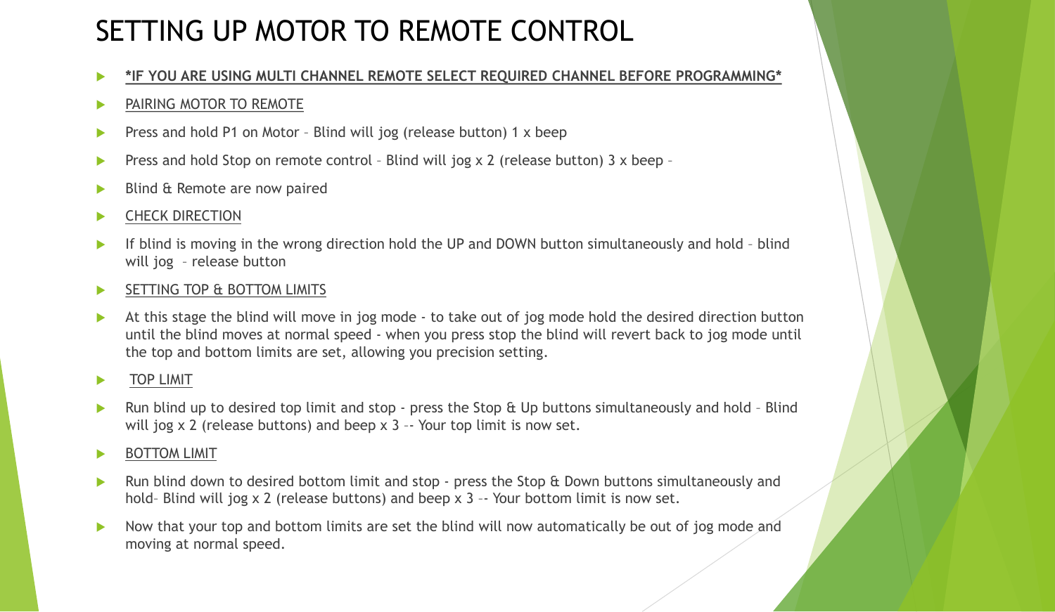# SETTING UP MOTOR TO REMOTE CONTROL

- ***IF YOU ARE USING MULTI CHANNEL REMOTE SELECT REQUIRED CHANNEL BEFORE PROGRAMMING***
- PAIRING MOTOR TO REMOTE
- Press and hold P1 on Motor – Blind will jog (release button) 1 x beep
- Press and hold Stop on remote control – Blind will jog x 2 (release button) 3 x beep –
- Blind & Remote are now paired
- CHECK DIRECTION
- If blind is moving in the wrong direction hold the UP and DOWN button simultaneously and hold – blind will jog – release button
- SETTING TOP & BOTTOM LIMITS
- At this stage the blind will move in jog mode - to take out of jog mode hold the desired direction button until the blind moves at normal speed - when you press stop the blind will revert back to jog mode until the top and bottom limits are set, allowing you precision setting.
- TOP LIMIT
- Run blind up to desired top limit and stop - press the Stop & Up buttons simultaneously and hold – Blind will jog x 2 (release buttons) and beep x 3 –- Your top limit is now set.
- BOTTOM LIMIT
- Run blind down to desired bottom limit and stop - press the Stop & Down buttons simultaneously and hold– Blind will jog x 2 (release buttons) and beep x 3 –- Your bottom limit is now set.
- Now that your top and bottom limits are set the blind will now automatically be out of jog mode and moving at normal speed.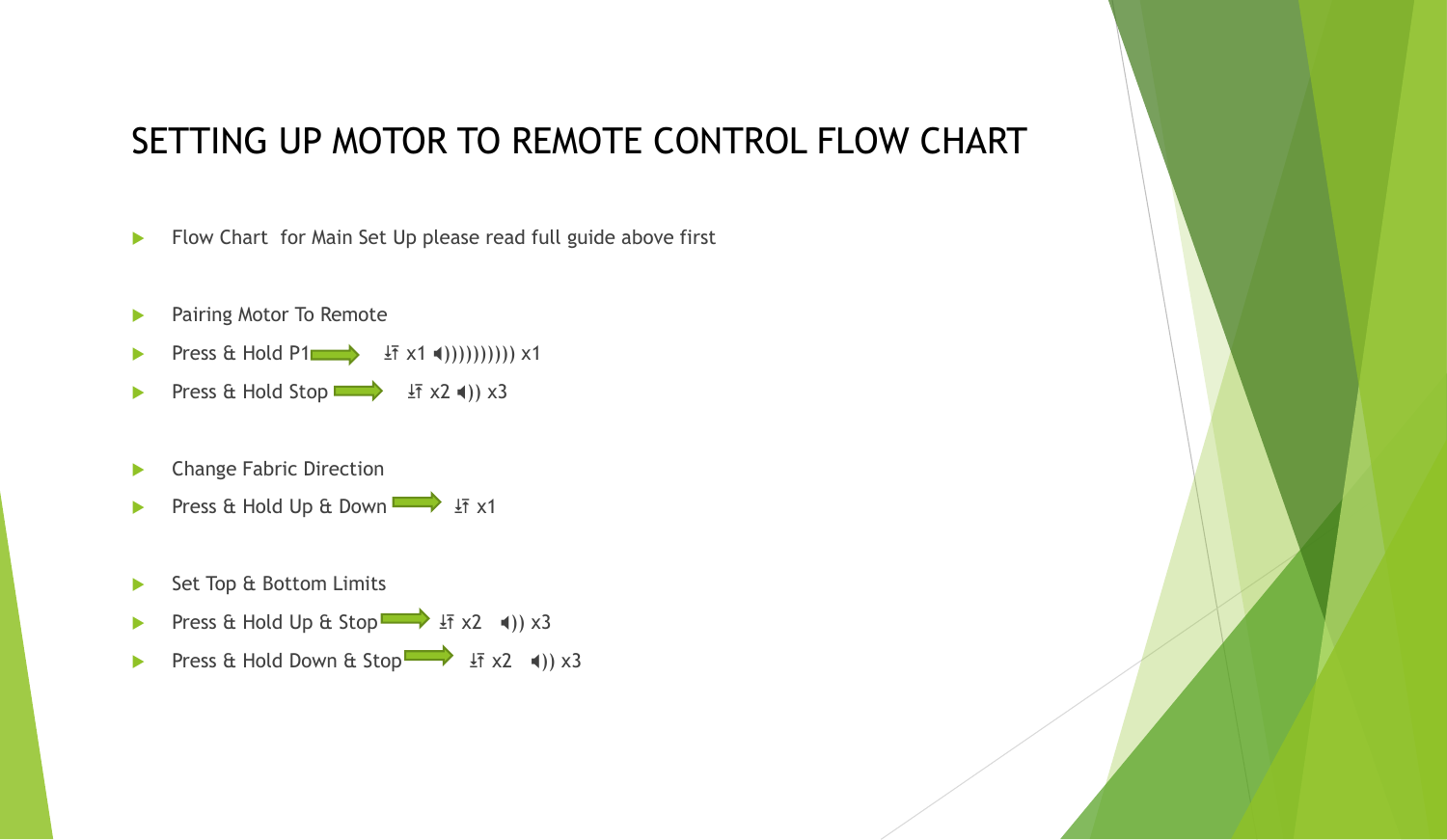# SETTING UP MOTOR TO REMOTE CONTROL FLOW CHART

- Flow Chart for Main Set Up please read full guide above first

- Pairing Motor To Remote
- Press & Hold P1 ➡ ⇅ x1 🔈)))))))))) x1
- Press & Hold Stop ➡ ⇅ x2 🔈)) x3

- Change Fabric Direction
- Press & Hold Up & Down ➡ ⇅ x1

- Set Top & Bottom Limits
- Press & Hold Up & Stop ➡ ⇅ x2 🔈)) x3
- Press & Hold Down & Stop ➡ ⇅ x2 🔈)) x3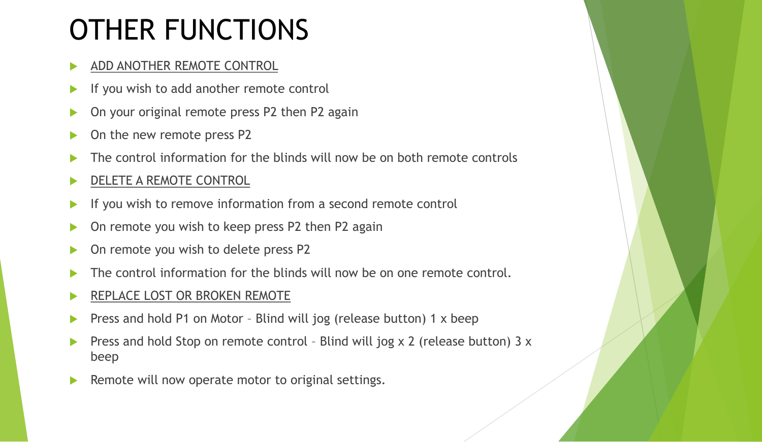# OTHER FUNCTIONS

- <u>ADD ANOTHER REMOTE CONTROL</u>
- If you wish to add another remote control
- On your original remote press P2 then P2 again
- On the new remote press P2
- The control information for the blinds will now be on both remote controls
- <u>DELETE A REMOTE CONTROL</u>
- If you wish to remove information from a second remote control
- On remote you wish to keep press P2 then P2 again
- On remote you wish to delete press P2
- The control information for the blinds will now be on one remote control.
- <u>REPLACE LOST OR BROKEN REMOTE</u>
- Press and hold P1 on Motor – Blind will jog (release button) 1 x beep
- Press and hold Stop on remote control – Blind will jog x 2 (release button) 3 x beep
- Remote will now operate motor to original settings.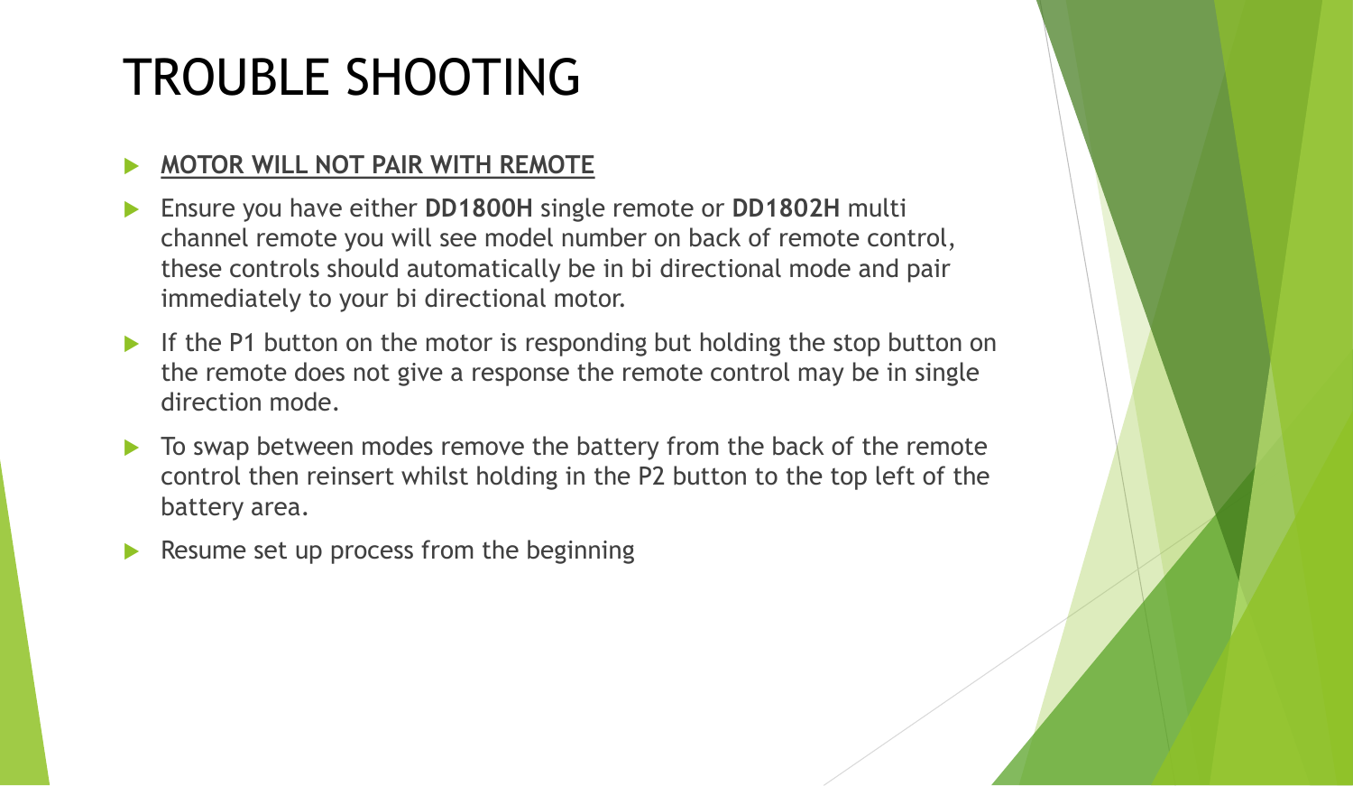# TROUBLE SHOOTING

- <u>**MOTOR WILL NOT PAIR WITH REMOTE**</u>
- Ensure you have either **DD1800H** single remote or **DD1802H** multi channel remote you will see model number on back of remote control, these controls should automatically be in bi directional mode and pair immediately to your bi directional motor.
- If the P1 button on the motor is responding but holding the stop button on the remote does not give a response the remote control may be in single direction mode.
- To swap between modes remove the battery from the back of the remote control then reinsert whilst holding in the P2 button to the top left of the battery area.
- Resume set up process from the beginning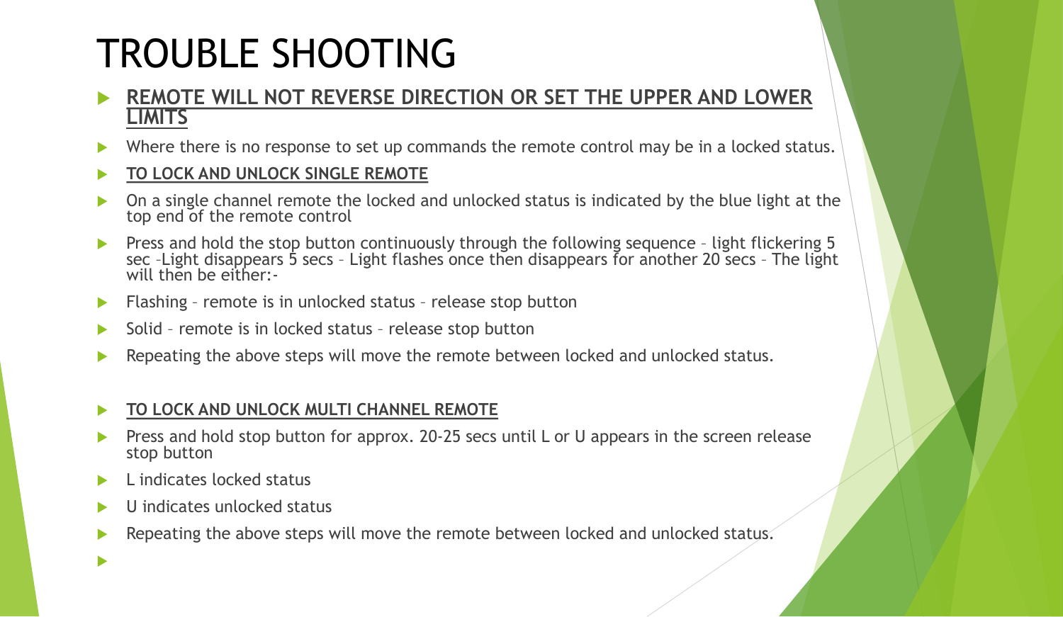# TROUBLE SHOOTING

- **REMOTE WILL NOT REVERSE DIRECTION OR SET THE UPPER AND LOWER LIMITS**
- Where there is no response to set up commands the remote control may be in a locked status.
- **TO LOCK AND UNLOCK SINGLE REMOTE**
- On a single channel remote the locked and unlocked status is indicated by the blue light at the top end of the remote control
- Press and hold the stop button continuously through the following sequence – light flickering 5 sec –Light disappears 5 secs – Light flashes once then disappears for another 20 secs – The light will then be either:-
- Flashing – remote is in unlocked status – release stop button
- Solid – remote is in locked status – release stop button
- Repeating the above steps will move the remote between locked and unlocked status.

- **TO LOCK AND UNLOCK MULTI CHANNEL REMOTE**
- Press and hold stop button for approx. 20-25 secs until L or U appears in the screen release stop button
- L indicates locked status
- U indicates unlocked status
- Repeating the above steps will move the remote between locked and unlocked status.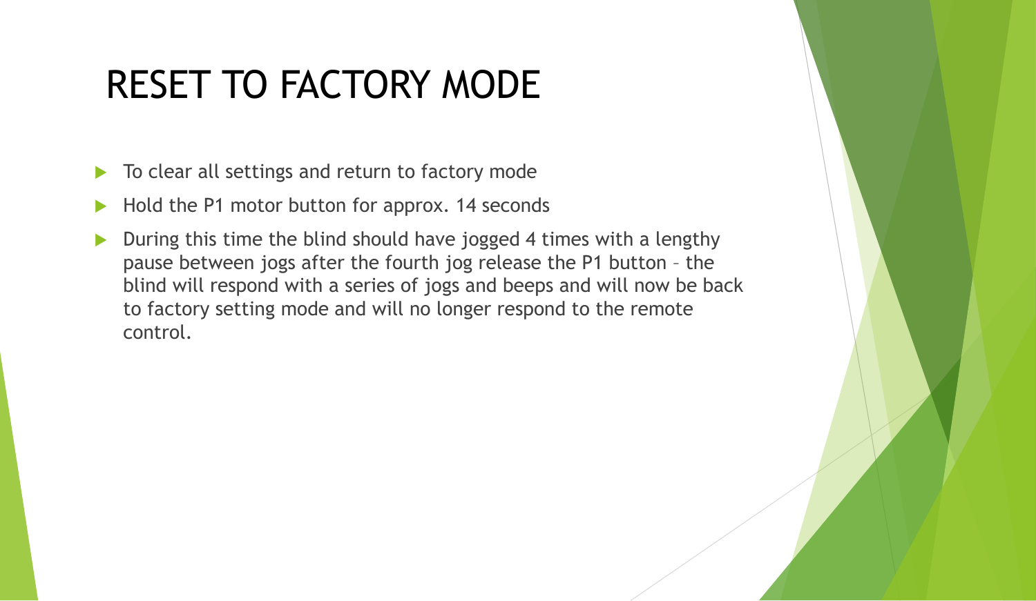# RESET TO FACTORY MODE

- To clear all settings and return to factory mode
- Hold the P1 motor button for approx. 14 seconds
- During this time the blind should have jogged 4 times with a lengthy pause between jogs after the fourth jog release the P1 button – the blind will respond with a series of jogs and beeps and will now be back to factory setting mode and will no longer respond to the remote control.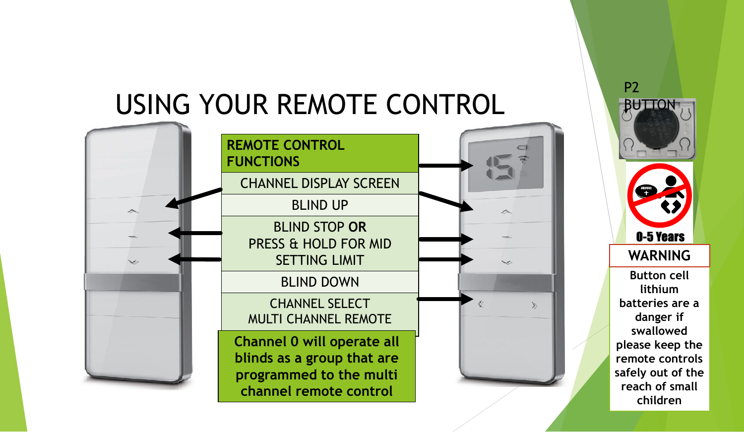# USING YOUR REMOTE CONTROL

| REMOTE CONTROL FUNCTIONS |
| --- |
| CHANNEL DISPLAY SCREEN |
| BLIND UP |
| BLIND STOP **OR** PRESS & HOLD FOR MID SETTING LIMIT |
| BLIND DOWN |
| CHANNEL SELECT MULTI CHANNEL REMOTE |

**Channel 0 will operate all blinds as a group that are programmed to the multi channel remote control**

P2 BUTTON

0-5 Years

**WARNING**

**Button cell lithium batteries are a danger if swallowed please keep the remote controls safely out of the reach of small children**